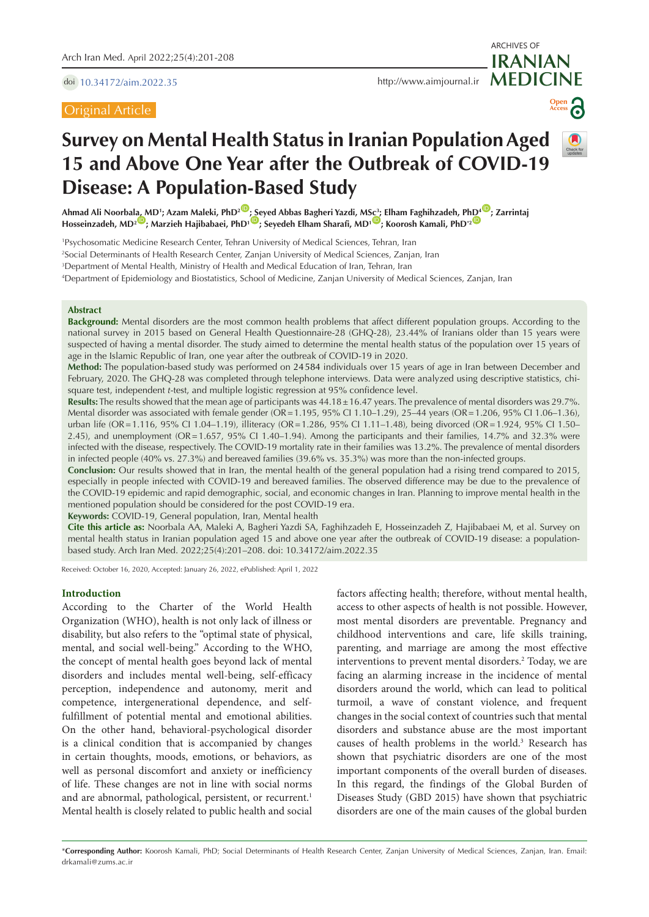Original Article

# Survey on Mental Health Status in Iranian Population Aged 15 and Above One Year after the Outbreak of COVID-19 Disease: A Population-Based Study

**Ahmad Ali Noorbala, MD[1]; Azam Maleki, PhD[2]; Seyed Abbas Bagheri Yazdi, MSc[3]; Elham Faghihzadeh, PhD[4]; Zarrintaj Hosseinzadeh, MD[2]; Marzieh Hajibabaei, PhD[1]; Seyedeh Elham Sharafi, MD[1]; Koorosh Kamali, PhD[2*]**

[1]Psychosomatic Medicine Research Center, Tehran University of Medical Sciences, Tehran, Iran
[2]Social Determinants of Health Research Center, Zanjan University of Medical Sciences, Zanjan, Iran
[3]Department of Mental Health, Ministry of Health and Medical Education of Iran, Tehran, Iran
[4]Department of Epidemiology and Biostatistics, School of Medicine, Zanjan University of Medical Sciences, Zanjan, Iran

## Abstract

**Background:** Mental disorders are the most common health problems that affect different population groups. According to the national survey in 2015 based on General Health Questionnaire-28 (GHQ-28), 23.44% of Iranians older than 15 years were suspected of having a mental disorder. The study aimed to determine the mental health status of the population over 15 years of age in the Islamic Republic of Iran, one year after the outbreak of COVID-19 in 2020.

**Method:** The population-based study was performed on 24584 individuals over 15 years of age in Iran between December and February, 2020. The GHQ-28 was completed through telephone interviews. Data were analyzed using descriptive statistics, chi-square test, independent *t*-test, and multiple logistic regression at 95% confidence level.

**Results:** The results showed that the mean age of participants was 44.18 ± 16.47 years. The prevalence of mental disorders was 29.7%. Mental disorder was associated with female gender (OR = 1.195, 95% CI 1.10–1.29), 25–44 years (OR = 1.206, 95% CI 1.06–1.36), urban life (OR = 1.116, 95% CI 1.04–1.19), illiteracy (OR = 1.286, 95% CI 1.11–1.48), being divorced (OR = 1.924, 95% CI 1.50–2.45), and unemployment (OR = 1.657, 95% CI 1.40–1.94). Among the participants and their families, 14.7% and 32.3% were infected with the disease, respectively. The COVID-19 mortality rate in their families was 13.2%. The prevalence of mental disorders in infected people (40% vs. 27.3%) and bereaved families (39.6% vs. 35.3%) was more than the non-infected groups.

**Conclusion:** Our results showed that in Iran, the mental health of the general population had a rising trend compared to 2015, especially in people infected with COVID-19 and bereaved families. The observed difference may be due to the prevalence of the COVID-19 epidemic and rapid demographic, social, and economic changes in Iran. Planning to improve mental health in the mentioned population should be considered for the post COVID-19 era.

**Keywords:** COVID-19, General population, Iran, Mental health

**Cite this article as:** Noorbala AA, Maleki A, Bagheri Yazdi SA, Faghihzadeh E, Hosseinzadeh Z, Hajibabaei M, et al. Survey on mental health status in Iranian population aged 15 and above one year after the outbreak of COVID-19 disease: a population-based study. Arch Iran Med. 2022;25(4):201–208. doi: 10.34172/aim.2022.35

Received: October 16, 2020, Accepted: January 26, 2022, ePublished: April 1, 2022

## Introduction

According to the Charter of the World Health Organization (WHO), health is not only lack of illness or disability, but also refers to the "optimal state of physical, mental, and social well-being." According to the WHO, the concept of mental health goes beyond lack of mental disorders and includes mental well-being, self-efficacy perception, independence and autonomy, merit and competence, intergenerational dependence, and self-fulfillment of potential mental and emotional abilities. On the other hand, behavioral-psychological disorder is a clinical condition that is accompanied by changes in certain thoughts, moods, emotions, or behaviors, as well as personal discomfort and anxiety or inefficiency of life. These changes are not in line with social norms and are abnormal, pathological, persistent, or recurrent.[1] Mental health is closely related to public health and social factors affecting health; therefore, without mental health, access to other aspects of health is not possible. However, most mental disorders are preventable. Pregnancy and childhood interventions and care, life skills training, parenting, and marriage are among the most effective interventions to prevent mental disorders.[2] Today, we are facing an alarming increase in the incidence of mental disorders around the world, which can lead to political turmoil, a wave of constant violence, and frequent changes in the social context of countries such that mental disorders and substance abuse are the most important causes of health problems in the world.[3] Research has shown that psychiatric disorders are one of the most important components of the overall burden of diseases. In this regard, the findings of the Global Burden of Diseases Study (GBD 2015) have shown that psychiatric disorders are one of the main causes of the global burden

\*Corresponding Author: Koorosh Kamali, PhD; Social Determinants of Health Research Center, Zanjan University of Medical Sciences, Zanjan, Iran. Email: drkamali@zums.ac.ir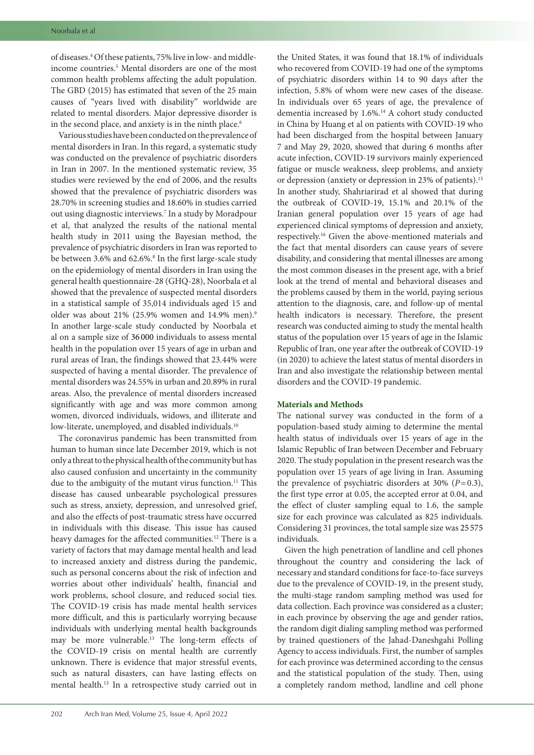of diseases.[4] Of these patients, 75% live in low- and middle-income countries.[5] Mental disorders are one of the most common health problems affecting the adult population. The GBD (2015) has estimated that seven of the 25 main causes of "years lived with disability" worldwide are related to mental disorders. Major depressive disorder is in the second place, and anxiety is in the ninth place.[6]

Various studies have been conducted on the prevalence of mental disorders in Iran. In this regard, a systematic study was conducted on the prevalence of psychiatric disorders in Iran in 2007. In the mentioned systematic review, 35 studies were reviewed by the end of 2006, and the results showed that the prevalence of psychiatric disorders was 28.70% in screening studies and 18.60% in studies carried out using diagnostic interviews.[7] In a study by Moradpour et al, that analyzed the results of the national mental health study in 2011 using the Bayesian method, the prevalence of psychiatric disorders in Iran was reported to be between 3.6% and 62.6%.[8] In the first large-scale study on the epidemiology of mental disorders in Iran using the general health questionnaire-28 (GHQ-28), Noorbala et al showed that the prevalence of suspected mental disorders in a statistical sample of 35,014 individuals aged 15 and older was about 21% (25.9% women and 14.9% men).[9] In another large-scale study conducted by Noorbala et al on a sample size of 36000 individuals to assess mental health in the population over 15 years of age in urban and rural areas of Iran, the findings showed that 23.44% were suspected of having a mental disorder. The prevalence of mental disorders was 24.55% in urban and 20.89% in rural areas. Also, the prevalence of mental disorders increased significantly with age and was more common among women, divorced individuals, widows, and illiterate and low-literate, unemployed, and disabled individuals.[10]

The coronavirus pandemic has been transmitted from human to human since late December 2019, which is not only a threat to the physical health of the community but has also caused confusion and uncertainty in the community due to the ambiguity of the mutant virus function.[11] This disease has caused unbearable psychological pressures such as stress, anxiety, depression, and unresolved grief, and also the effects of post-traumatic stress have occurred in individuals with this disease. This issue has caused heavy damages for the affected communities.[12] There is a variety of factors that may damage mental health and lead to increased anxiety and distress during the pandemic, such as personal concerns about the risk of infection and worries about other individuals' health, financial and work problems, school closure, and reduced social ties. The COVID-19 crisis has made mental health services more difficult, and this is particularly worrying because individuals with underlying mental health backgrounds may be more vulnerable.[13] The long-term effects of the COVID-19 crisis on mental health are currently unknown. There is evidence that major stressful events, such as natural disasters, can have lasting effects on mental health.[13] In a retrospective study carried out in the United States, it was found that 18.1% of individuals who recovered from COVID-19 had one of the symptoms of psychiatric disorders within 14 to 90 days after the infection, 5.8% of whom were new cases of the disease. In individuals over 65 years of age, the prevalence of dementia increased by 1.6%.[14] A cohort study conducted in China by Huang et al on patients with COVID-19 who had been discharged from the hospital between January 7 and May 29, 2020, showed that during 6 months after acute infection, COVID-19 survivors mainly experienced fatigue or muscle weakness, sleep problems, and anxiety or depression (anxiety or depression in 23% of patients).[15] In another study, Shahriarirad et al showed that during the outbreak of COVID-19, 15.1% and 20.1% of the Iranian general population over 15 years of age had experienced clinical symptoms of depression and anxiety, respectively.[16] Given the above-mentioned materials and the fact that mental disorders can cause years of severe disability, and considering that mental illnesses are among the most common diseases in the present age, with a brief look at the trend of mental and behavioral diseases and the problems caused by them in the world, paying serious attention to the diagnosis, care, and follow-up of mental health indicators is necessary. Therefore, the present research was conducted aiming to study the mental health status of the population over 15 years of age in the Islamic Republic of Iran, one year after the outbreak of COVID-19 (in 2020) to achieve the latest status of mental disorders in Iran and also investigate the relationship between mental disorders and the COVID-19 pandemic.

## Materials and Methods

The national survey was conducted in the form of a population-based study aiming to determine the mental health status of individuals over 15 years of age in the Islamic Republic of Iran between December and February 2020. The study population in the present research was the population over 15 years of age living in Iran. Assuming the prevalence of psychiatric disorders at 30% ($P=0.3$), the first type error at 0.05, the accepted error at 0.04, and the effect of cluster sampling equal to 1.6, the sample size for each province was calculated as 825 individuals. Considering 31 provinces, the total sample size was 25575 individuals.

Given the high penetration of landline and cell phones throughout the country and considering the lack of necessary and standard conditions for face-to-face surveys due to the prevalence of COVID-19, in the present study, the multi-stage random sampling method was used for data collection. Each province was considered as a cluster; in each province by observing the age and gender ratios, the random digit dialing sampling method was performed by trained questioners of the Jahad-Daneshgahi Polling Agency to access individuals. First, the number of samples for each province was determined according to the census and the statistical population of the study. Then, using a completely random method, landline and cell phone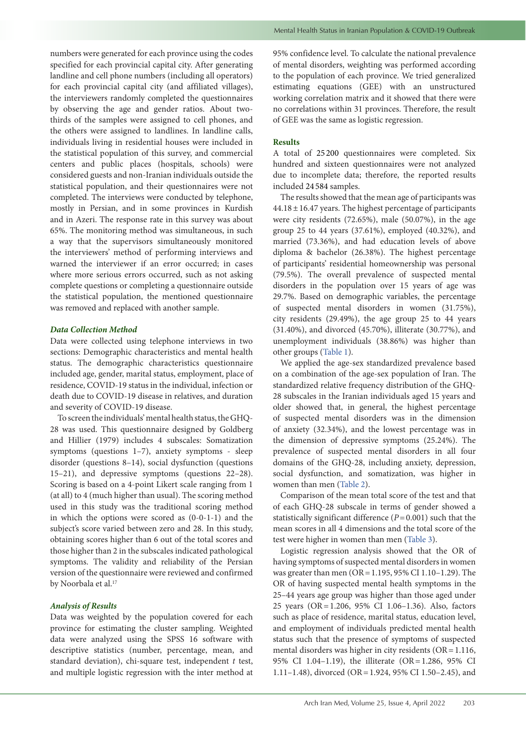numbers were generated for each province using the codes specified for each provincial capital city. After generating landline and cell phone numbers (including all operators) for each provincial capital city (and affiliated villages), the interviewers randomly completed the questionnaires by observing the age and gender ratios. About two-thirds of the samples were assigned to cell phones, and the others were assigned to landlines. In landline calls, individuals living in residential houses were included in the statistical population of this survey, and commercial centers and public places (hospitals, schools) were considered guests and non-Iranian individuals outside the statistical population, and their questionnaires were not completed. The interviews were conducted by telephone, mostly in Persian, and in some provinces in Kurdish and in Azeri. The response rate in this survey was about 65%. The monitoring method was simultaneous, in such a way that the supervisors simultaneously monitored the interviewers' method of performing interviews and warned the interviewer if an error occurred; in cases where more serious errors occurred, such as not asking complete questions or completing a questionnaire outside the statistical population, the mentioned questionnaire was removed and replaced with another sample.

### *Data Collection Method*

Data were collected using telephone interviews in two sections: Demographic characteristics and mental health status. The demographic characteristics questionnaire included age, gender, marital status, employment, place of residence, COVID-19 status in the individual, infection or death due to COVID-19 disease in relatives, and duration and severity of COVID-19 disease.

To screen the individuals' mental health status, the GHQ-28 was used. This questionnaire designed by Goldberg and Hillier (1979) includes 4 subscales: Somatization symptoms (questions 1–7), anxiety symptoms - sleep disorder (questions 8–14), social dysfunction (questions 15–21), and depressive symptoms (questions 22–28). Scoring is based on a 4-point Likert scale ranging from 1 (at all) to 4 (much higher than usual). The scoring method used in this study was the traditional scoring method in which the options were scored as (0-0-1-1) and the subject's score varied between zero and 28. In this study, obtaining scores higher than 6 out of the total scores and those higher than 2 in the subscales indicated pathological symptoms. The validity and reliability of the Persian version of the questionnaire were reviewed and confirmed by Noorbala et al.[17]

### *Analysis of Results*

Data was weighted by the population covered for each province for estimating the cluster sampling. Weighted data were analyzed using the SPSS 16 software with descriptive statistics (number, percentage, mean, and standard deviation), chi-square test, independent *t* test, and multiple logistic regression with the inter method at 95% confidence level. To calculate the national prevalence of mental disorders, weighting was performed according to the population of each province. We tried generalized estimating equations (GEE) with an unstructured working correlation matrix and it showed that there were no correlations within 31 provinces. Therefore, the result of GEE was the same as logistic regression.

### Results

A total of 25 200 questionnaires were completed. Six hundred and sixteen questionnaires were not analyzed due to incomplete data; therefore, the reported results included 24 584 samples.

The results showed that the mean age of participants was 44.18 ± 16.47 years. The highest percentage of participants were city residents (72.65%), male (50.07%), in the age group 25 to 44 years (37.61%), employed (40.32%), and married (73.36%), and had education levels of above diploma & bachelor (26.38%). The highest percentage of participants' residential homeownership was personal (79.5%). The overall prevalence of suspected mental disorders in the population over 15 years of age was 29.7%. Based on demographic variables, the percentage of suspected mental disorders in women (31.75%), city residents (29.49%), the age group 25 to 44 years (31.40%), and divorced (45.70%), illiterate (30.77%), and unemployment individuals (38.86%) was higher than other groups (Table 1).

We applied the age-sex standardized prevalence based on a combination of the age-sex population of Iran. The standardized relative frequency distribution of the GHQ-28 subscales in the Iranian individuals aged 15 years and older showed that, in general, the highest percentage of suspected mental disorders was in the dimension of anxiety (32.34%), and the lowest percentage was in the dimension of depressive symptoms (25.24%). The prevalence of suspected mental disorders in all four domains of the GHQ-28, including anxiety, depression, social dysfunction, and somatization, was higher in women than men (Table 2).

Comparison of the mean total score of the test and that of each GHQ-28 subscale in terms of gender showed a statistically significant difference ($P = 0.001$) such that the mean scores in all 4 dimensions and the total score of the test were higher in women than men (Table 3).

Logistic regression analysis showed that the OR of having symptoms of suspected mental disorders in women was greater than men (OR = 1.195, 95% CI 1.10–1.29). The OR of having suspected mental health symptoms in the 25–44 years age group was higher than those aged under 25 years (OR = 1.206, 95% CI 1.06–1.36). Also, factors such as place of residence, marital status, education level, and employment of individuals predicted mental health status such that the presence of symptoms of suspected mental disorders was higher in city residents (OR = 1.116, 95% CI 1.04–1.19), the illiterate (OR = 1.286, 95% CI 1.11–1.48), divorced (OR = 1.924, 95% CI 1.50–2.45), and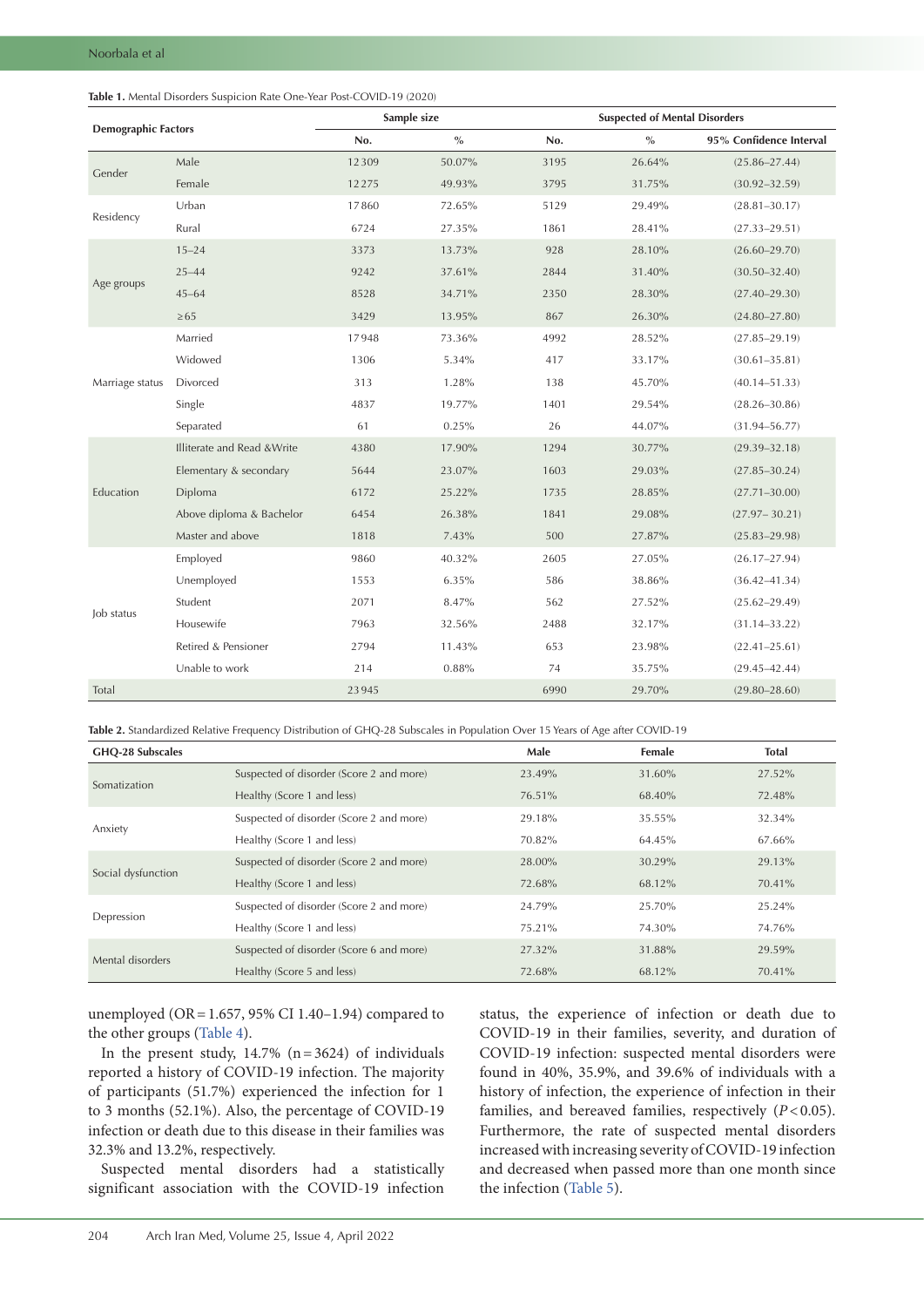**Table 1.** Mental Disorders Suspicion Rate One-Year Post-COVID-19 (2020)

| Demographic Factors | | Sample size | | Suspected of Mental Disorders | | |
|---|---|---|---|---|---|---|
| | | No. | % | No. | % | 95% Confidence Interval |
| Gender | Male | 12309 | 50.07% | 3195 | 26.64% | (25.86–27.44) |
| | Female | 12275 | 49.93% | 3795 | 31.75% | (30.92–32.59) |
| Residency | Urban | 17860 | 72.65% | 5129 | 29.49% | (28.81–30.17) |
| | Rural | 6724 | 27.35% | 1861 | 28.41% | (27.33–29.51) |
| Age groups | 15–24 | 3373 | 13.73% | 928 | 28.10% | (26.60–29.70) |
| | 25–44 | 9242 | 37.61% | 2844 | 31.40% | (30.50–32.40) |
| | 45–64 | 8528 | 34.71% | 2350 | 28.30% | (27.40–29.30) |
| | ≥65 | 3429 | 13.95% | 867 | 26.30% | (24.80–27.80) |
| Marriage status | Married | 17948 | 73.36% | 4992 | 28.52% | (27.85–29.19) |
| | Widowed | 1306 | 5.34% | 417 | 33.17% | (30.61–35.81) |
| | Divorced | 313 | 1.28% | 138 | 45.70% | (40.14–51.33) |
| | Single | 4837 | 19.77% | 1401 | 29.54% | (28.26–30.86) |
| | Separated | 61 | 0.25% | 26 | 44.07% | (31.94–56.77) |
| Education | Illiterate and Read &Write | 4380 | 17.90% | 1294 | 30.77% | (29.39–32.18) |
| | Elementary & secondary | 5644 | 23.07% | 1603 | 29.03% | (27.85–30.24) |
| | Diploma | 6172 | 25.22% | 1735 | 28.85% | (27.71–30.00) |
| | Above diploma & Bachelor | 6454 | 26.38% | 1841 | 29.08% | (27.97– 30.21) |
| | Master and above | 1818 | 7.43% | 500 | 27.87% | (25.83–29.98) |
| Job status | Employed | 9860 | 40.32% | 2605 | 27.05% | (26.17–27.94) |
| | Unemployed | 1553 | 6.35% | 586 | 38.86% | (36.42–41.34) |
| | Student | 2071 | 8.47% | 562 | 27.52% | (25.62–29.49) |
| | Housewife | 7963 | 32.56% | 2488 | 32.17% | (31.14–33.22) |
| | Retired & Pensioner | 2794 | 11.43% | 653 | 23.98% | (22.41–25.61) |
| | Unable to work | 214 | 0.88% | 74 | 35.75% | (29.45–42.44) |
| Total | | 23945 | | 6990 | 29.70% | (29.80–28.60) |

**Table 2.** Standardized Relative Frequency Distribution of GHQ-28 Subscales in Population Over 15 Years of Age after COVID-19

| GHQ-28 Subscales | | Male | Female | Total |
|---|---|---|---|---|
| Somatization | Suspected of disorder (Score 2 and more) | 23.49% | 31.60% | 27.52% |
| | Healthy (Score 1 and less) | 76.51% | 68.40% | 72.48% |
| Anxiety | Suspected of disorder (Score 2 and more) | 29.18% | 35.55% | 32.34% |
| | Healthy (Score 1 and less) | 70.82% | 64.45% | 67.66% |
| Social dysfunction | Suspected of disorder (Score 2 and more) | 28.00% | 30.29% | 29.13% |
| | Healthy (Score 1 and less) | 72.68% | 68.12% | 70.41% |
| Depression | Suspected of disorder (Score 2 and more) | 24.79% | 25.70% | 25.24% |
| | Healthy (Score 1 and less) | 75.21% | 74.30% | 74.76% |
| Mental disorders | Suspected of disorder (Score 6 and more) | 27.32% | 31.88% | 29.59% |
| | Healthy (Score 5 and less) | 72.68% | 68.12% | 70.41% |

unemployed (OR = 1.657, 95% CI 1.40–1.94) compared to the other groups (Table 4).

In the present study, 14.7% (n = 3624) of individuals reported a history of COVID-19 infection. The majority of participants (51.7%) experienced the infection for 1 to 3 months (52.1%). Also, the percentage of COVID-19 infection or death due to this disease in their families was 32.3% and 13.2%, respectively.

Suspected mental disorders had a statistically significant association with the COVID-19 infection status, the experience of infection or death due to COVID-19 in their families, severity, and duration of COVID-19 infection: suspected mental disorders were found in 40%, 35.9%, and 39.6% of individuals with a history of infection, the experience of infection in their families, and bereaved families, respectively ($P < 0.05$). Furthermore, the rate of suspected mental disorders increased with increasing severity of COVID-19 infection and decreased when passed more than one month since the infection (Table 5).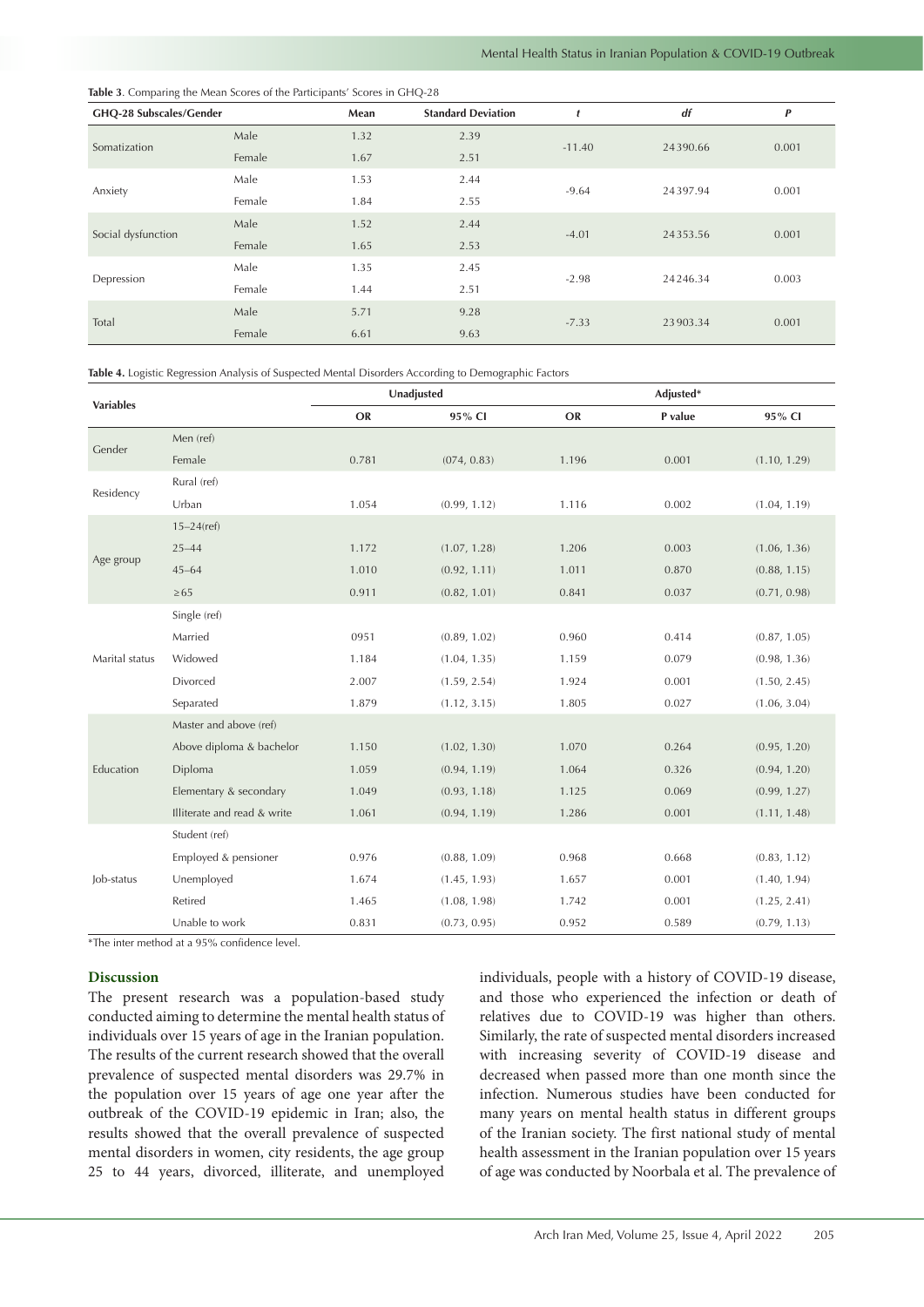**Table 3.** Comparing the Mean Scores of the Participants' Scores in GHQ-28

| GHQ-28 Subscales/Gender | | Mean | Standard Deviation | *t* | *df* | *P* |
|---|---|---|---|---|---|---|
| Somatization | Male | 1.32 | 2.39 | -11.40 | 24390.66 | 0.001 |
| | Female | 1.67 | 2.51 | | | |
| Anxiety | Male | 1.53 | 2.44 | -9.64 | 24397.94 | 0.001 |
| | Female | 1.84 | 2.55 | | | |
| Social dysfunction | Male | 1.52 | 2.44 | -4.01 | 24353.56 | 0.001 |
| | Female | 1.65 | 2.53 | | | |
| Depression | Male | 1.35 | 2.45 | -2.98 | 24246.34 | 0.003 |
| | Female | 1.44 | 2.51 | | | |
| Total | Male | 5.71 | 9.28 | -7.33 | 23903.34 | 0.001 |
| | Female | 6.61 | 9.63 | | | |

**Table 4.** Logistic Regression Analysis of Suspected Mental Disorders According to Demographic Factors

| Variables | | Unadjusted | | Adjusted* | | |
|---|---|---|---|---|---|---|
| | | OR | 95% CI | OR | P value | 95% CI |
| Gender | Men (ref) | | | | | |
| | Female | 0.781 | (074, 0.83) | 1.196 | 0.001 | (1.10, 1.29) |
| Residency | Rural (ref) | | | | | |
| | Urban | 1.054 | (0.99, 1.12) | 1.116 | 0.002 | (1.04, 1.19) |
| Age group | 15–24(ref) | | | | | |
| | 25–44 | 1.172 | (1.07, 1.28) | 1.206 | 0.003 | (1.06, 1.36) |
| | 45–64 | 1.010 | (0.92, 1.11) | 1.011 | 0.870 | (0.88, 1.15) |
| | ≥65 | 0.911 | (0.82, 1.01) | 0.841 | 0.037 | (0.71, 0.98) |
| Marital status | Single (ref) | | | | | |
| | Married | 0951 | (0.89, 1.02) | 0.960 | 0.414 | (0.87, 1.05) |
| | Widowed | 1.184 | (1.04, 1.35) | 1.159 | 0.079 | (0.98, 1.36) |
| | Divorced | 2.007 | (1.59, 2.54) | 1.924 | 0.001 | (1.50, 2.45) |
| | Separated | 1.879 | (1.12, 3.15) | 1.805 | 0.027 | (1.06, 3.04) |
| Education | Master and above (ref) | | | | | |
| | Above diploma & bachelor | 1.150 | (1.02, 1.30) | 1.070 | 0.264 | (0.95, 1.20) |
| | Diploma | 1.059 | (0.94, 1.19) | 1.064 | 0.326 | (0.94, 1.20) |
| | Elementary & secondary | 1.049 | (0.93, 1.18) | 1.125 | 0.069 | (0.99, 1.27) |
| | Illiterate and read & write | 1.061 | (0.94, 1.19) | 1.286 | 0.001 | (1.11, 1.48) |
| Job-status | Student (ref) | | | | | |
| | Employed & pensioner | 0.976 | (0.88, 1.09) | 0.968 | 0.668 | (0.83, 1.12) |
| | Unemployed | 1.674 | (1.45, 1.93) | 1.657 | 0.001 | (1.40, 1.94) |
| | Retired | 1.465 | (1.08, 1.98) | 1.742 | 0.001 | (1.25, 2.41) |
| | Unable to work | 0.831 | (0.73, 0.95) | 0.952 | 0.589 | (0.79, 1.13) |

*The inter method at a 95% confidence level.

## Discussion

The present research was a population-based study conducted aiming to determine the mental health status of individuals over 15 years of age in the Iranian population. The results of the current research showed that the overall prevalence of suspected mental disorders was 29.7% in the population over 15 years of age one year after the outbreak of the COVID-19 epidemic in Iran; also, the results showed that the overall prevalence of suspected mental disorders in women, city residents, the age group 25 to 44 years, divorced, illiterate, and unemployed individuals, people with a history of COVID-19 disease, and those who experienced the infection or death of relatives due to COVID-19 was higher than others. Similarly, the rate of suspected mental disorders increased with increasing severity of COVID-19 disease and decreased when passed more than one month since the infection. Numerous studies have been conducted for many years on mental health status in different groups of the Iranian society. The first national study of mental health assessment in the Iranian population over 15 years of age was conducted by Noorbala et al. The prevalence of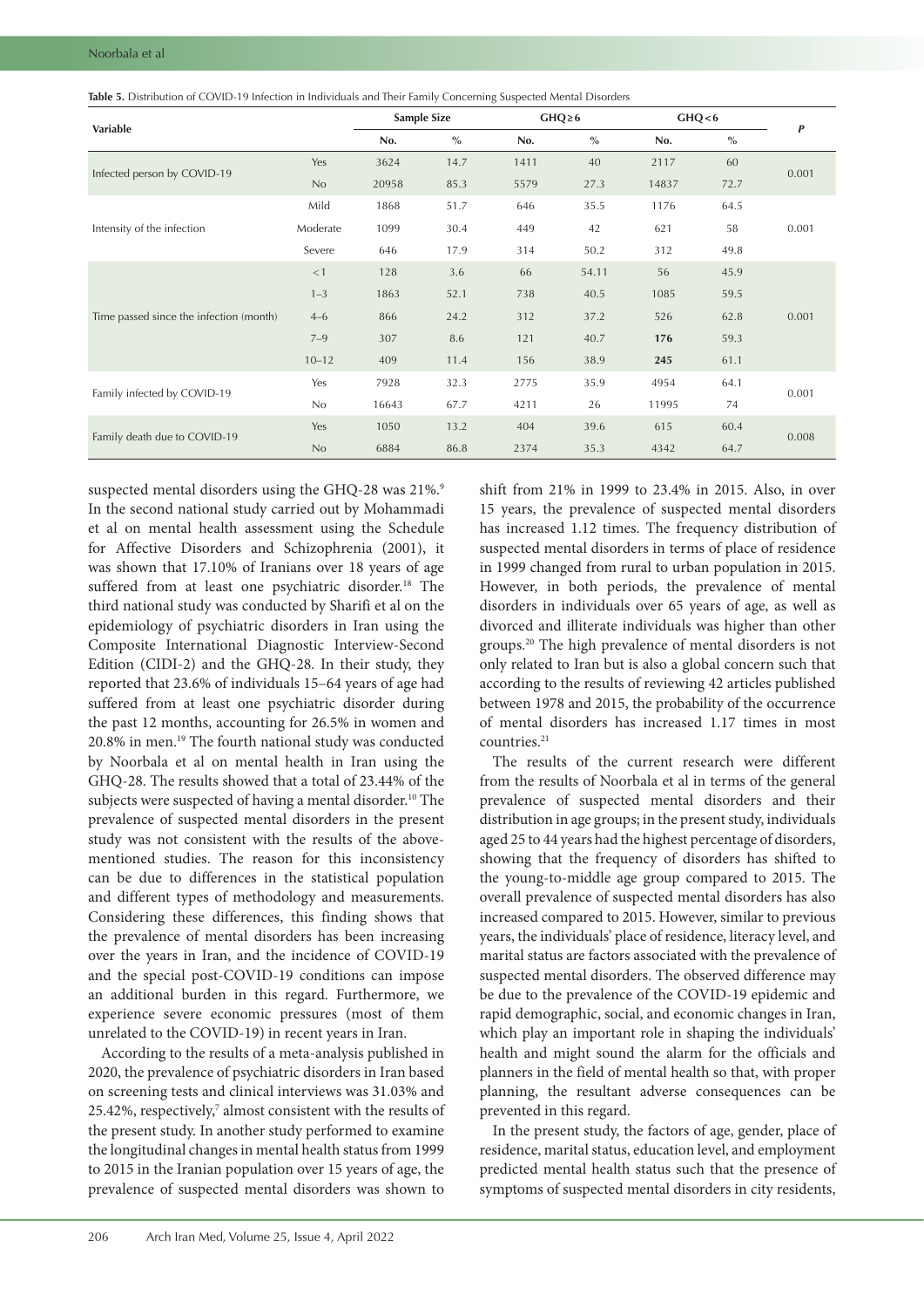**Table 5.** Distribution of COVID-19 Infection in Individuals and Their Family Concerning Suspected Mental Disorders

| Variable | | Sample Size | | GHQ≥6 | | GHQ<6 | | *P* |
|---|---|---|---|---|---|---|---|---|
| | | No. | % | No. | % | No. | % | |
| Infected person by COVID-19 | Yes | 3624 | 14.7 | 1411 | 40 | 2117 | 60 | 0.001 |
| | No | 20958 | 85.3 | 5579 | 27.3 | 14837 | 72.7 | |
| Intensity of the infection | Mild | 1868 | 51.7 | 646 | 35.5 | 1176 | 64.5 | 0.001 |
| | Moderate | 1099 | 30.4 | 449 | 42 | 621 | 58 | |
| | Severe | 646 | 17.9 | 314 | 50.2 | 312 | 49.8 | |
| Time passed since the infection (month) | <1 | 128 | 3.6 | 66 | 54.11 | 56 | 45.9 | 0.001 |
| | 1–3 | 1863 | 52.1 | 738 | 40.5 | 1085 | 59.5 | |
| | 4–6 | 866 | 24.2 | 312 | 37.2 | 526 | 62.8 | |
| | 7–9 | 307 | 8.6 | 121 | 40.7 | **176** | 59.3 | |
| | 10–12 | 409 | 11.4 | 156 | 38.9 | **245** | 61.1 | |
| Family infected by COVID-19 | Yes | 7928 | 32.3 | 2775 | 35.9 | 4954 | 64.1 | 0.001 |
| | No | 16643 | 67.7 | 4211 | 26 | 11995 | 74 | |
| Family death due to COVID-19 | Yes | 1050 | 13.2 | 404 | 39.6 | 615 | 60.4 | 0.008 |
| | No | 6884 | 86.8 | 2374 | 35.3 | 4342 | 64.7 | |

suspected mental disorders using the GHQ-28 was 21%.[9] In the second national study carried out by Mohammadi et al on mental health assessment using the Schedule for Affective Disorders and Schizophrenia (2001), it was shown that 17.10% of Iranians over 18 years of age suffered from at least one psychiatric disorder.[18] The third national study was conducted by Sharifi et al on the epidemiology of psychiatric disorders in Iran using the Composite International Diagnostic Interview-Second Edition (CIDI-2) and the GHQ-28. In their study, they reported that 23.6% of individuals 15–64 years of age had suffered from at least one psychiatric disorder during the past 12 months, accounting for 26.5% in women and 20.8% in men.[19] The fourth national study was conducted by Noorbala et al on mental health in Iran using the GHQ-28. The results showed that a total of 23.44% of the subjects were suspected of having a mental disorder.[10] The prevalence of suspected mental disorders in the present study was not consistent with the results of the above-mentioned studies. The reason for this inconsistency can be due to differences in the statistical population and different types of methodology and measurements. Considering these differences, this finding shows that the prevalence of mental disorders has been increasing over the years in Iran, and the incidence of COVID-19 and the special post-COVID-19 conditions can impose an additional burden in this regard. Furthermore, we experience severe economic pressures (most of them unrelated to the COVID-19) in recent years in Iran.

According to the results of a meta-analysis published in 2020, the prevalence of psychiatric disorders in Iran based on screening tests and clinical interviews was 31.03% and 25.42%, respectively,[7] almost consistent with the results of the present study. In another study performed to examine the longitudinal changes in mental health status from 1999 to 2015 in the Iranian population over 15 years of age, the prevalence of suspected mental disorders was shown to shift from 21% in 1999 to 23.4% in 2015. Also, in over 15 years, the prevalence of suspected mental disorders has increased 1.12 times. The frequency distribution of suspected mental disorders in terms of place of residence in 1999 changed from rural to urban population in 2015. However, in both periods, the prevalence of mental disorders in individuals over 65 years of age, as well as divorced and illiterate individuals was higher than other groups.[20] The high prevalence of mental disorders is not only related to Iran but is also a global concern such that according to the results of reviewing 42 articles published between 1978 and 2015, the probability of the occurrence of mental disorders has increased 1.17 times in most countries.[21]

The results of the current research were different from the results of Noorbala et al in terms of the general prevalence of suspected mental disorders and their distribution in age groups; in the present study, individuals aged 25 to 44 years had the highest percentage of disorders, showing that the frequency of disorders has shifted to the young-to-middle age group compared to 2015. The overall prevalence of suspected mental disorders has also increased compared to 2015. However, similar to previous years, the individuals' place of residence, literacy level, and marital status are factors associated with the prevalence of suspected mental disorders. The observed difference may be due to the prevalence of the COVID-19 epidemic and rapid demographic, social, and economic changes in Iran, which play an important role in shaping the individuals' health and might sound the alarm for the officials and planners in the field of mental health so that, with proper planning, the resultant adverse consequences can be prevented in this regard.

In the present study, the factors of age, gender, place of residence, marital status, education level, and employment predicted mental health status such that the presence of symptoms of suspected mental disorders in city residents,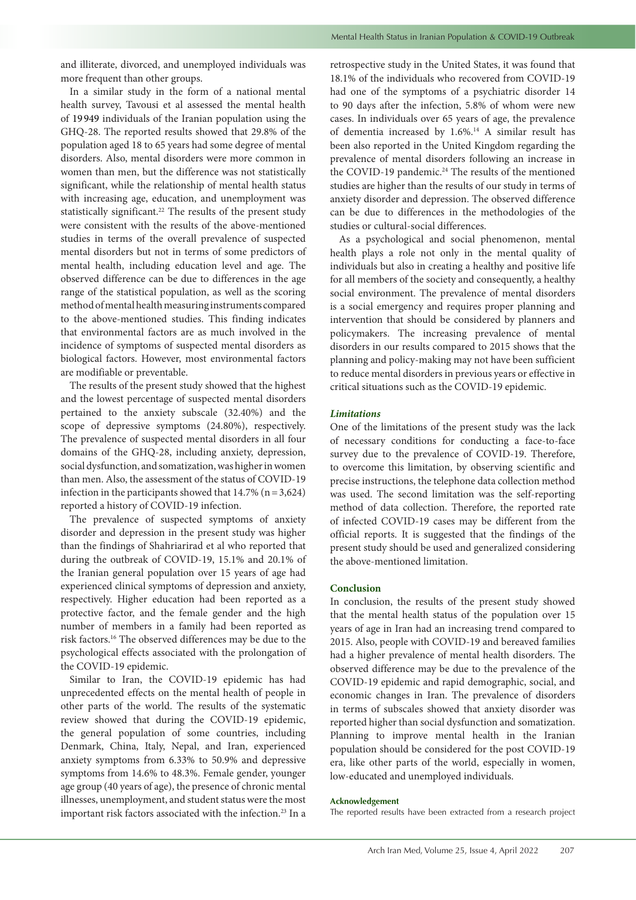and illiterate, divorced, and unemployed individuals was more frequent than other groups.

In a similar study in the form of a national mental health survey, Tavousi et al assessed the mental health of 19 949 individuals of the Iranian population using the GHQ-28. The reported results showed that 29.8% of the population aged 18 to 65 years had some degree of mental disorders. Also, mental disorders were more common in women than men, but the difference was not statistically significant, while the relationship of mental health status with increasing age, education, and unemployment was statistically significant.[22] The results of the present study were consistent with the results of the above-mentioned studies in terms of the overall prevalence of suspected mental disorders but not in terms of some predictors of mental health, including education level and age. The observed difference can be due to differences in the age range of the statistical population, as well as the scoring method of mental health measuring instruments compared to the above-mentioned studies. This finding indicates that environmental factors are as much involved in the incidence of symptoms of suspected mental disorders as biological factors. However, most environmental factors are modifiable or preventable.

The results of the present study showed that the highest and the lowest percentage of suspected mental disorders pertained to the anxiety subscale (32.40%) and the scope of depressive symptoms (24.80%), respectively. The prevalence of suspected mental disorders in all four domains of the GHQ-28, including anxiety, depression, social dysfunction, and somatization, was higher in women than men. Also, the assessment of the status of COVID-19 infection in the participants showed that 14.7% (n = 3,624) reported a history of COVID-19 infection.

The prevalence of suspected symptoms of anxiety disorder and depression in the present study was higher than the findings of Shahriarirad et al who reported that during the outbreak of COVID-19, 15.1% and 20.1% of the Iranian general population over 15 years of age had experienced clinical symptoms of depression and anxiety, respectively. Higher education had been reported as a protective factor, and the female gender and the high number of members in a family had been reported as risk factors.[16] The observed differences may be due to the psychological effects associated with the prolongation of the COVID-19 epidemic.

Similar to Iran, the COVID-19 epidemic has had unprecedented effects on the mental health of people in other parts of the world. The results of the systematic review showed that during the COVID-19 epidemic, the general population of some countries, including Denmark, China, Italy, Nepal, and Iran, experienced anxiety symptoms from 6.33% to 50.9% and depressive symptoms from 14.6% to 48.3%. Female gender, younger age group (40 years of age), the presence of chronic mental illnesses, unemployment, and student status were the most important risk factors associated with the infection.[23] In a retrospective study in the United States, it was found that 18.1% of the individuals who recovered from COVID-19 had one of the symptoms of a psychiatric disorder 14 to 90 days after the infection, 5.8% of whom were new cases. In individuals over 65 years of age, the prevalence of dementia increased by 1.6%.[14] A similar result has been also reported in the United Kingdom regarding the prevalence of mental disorders following an increase in the COVID-19 pandemic.[24] The results of the mentioned studies are higher than the results of our study in terms of anxiety disorder and depression. The observed difference can be due to differences in the methodologies of the studies or cultural-social differences.

As a psychological and social phenomenon, mental health plays a role not only in the mental quality of individuals but also in creating a healthy and positive life for all members of the society and consequently, a healthy social environment. The prevalence of mental disorders is a social emergency and requires proper planning and intervention that should be considered by planners and policymakers. The increasing prevalence of mental disorders in our results compared to 2015 shows that the planning and policy-making may not have been sufficient to reduce mental disorders in previous years or effective in critical situations such as the COVID-19 epidemic.

### *Limitations*

One of the limitations of the present study was the lack of necessary conditions for conducting a face-to-face survey due to the prevalence of COVID-19. Therefore, to overcome this limitation, by observing scientific and precise instructions, the telephone data collection method was used. The second limitation was the self-reporting method of data collection. Therefore, the reported rate of infected COVID-19 cases may be different from the official reports. It is suggested that the findings of the present study should be used and generalized considering the above-mentioned limitation.

## Conclusion

In conclusion, the results of the present study showed that the mental health status of the population over 15 years of age in Iran had an increasing trend compared to 2015. Also, people with COVID-19 and bereaved families had a higher prevalence of mental health disorders. The observed difference may be due to the prevalence of the COVID-19 epidemic and rapid demographic, social, and economic changes in Iran. The prevalence of disorders in terms of subscales showed that anxiety disorder was reported higher than social dysfunction and somatization. Planning to improve mental health in the Iranian population should be considered for the post COVID-19 era, like other parts of the world, especially in women, low-educated and unemployed individuals.

#### Acknowledgement

The reported results have been extracted from a research project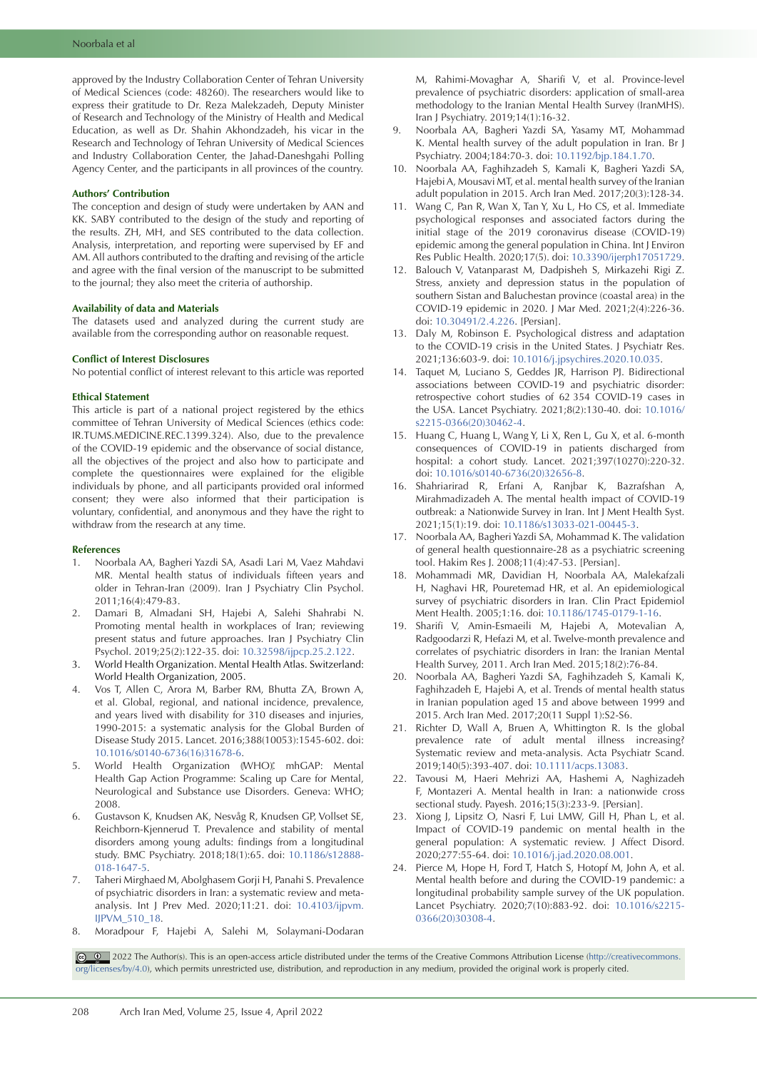approved by the Industry Collaboration Center of Tehran University of Medical Sciences (code: 48260). The researchers would like to express their gratitude to Dr. Reza Malekzadeh, Deputy Minister of Research and Technology of the Ministry of Health and Medical Education, as well as Dr. Shahin Akhondzadeh, his vicar in the Research and Technology of Tehran University of Medical Sciences and Industry Collaboration Center, the Jahad-Daneshgahi Polling Agency Center, and the participants in all provinces of the country.

### Authors' Contribution

The conception and design of study were undertaken by AAN and KK. SABY contributed to the design of the study and reporting of the results. ZH, MH, and SES contributed to the data collection. Analysis, interpretation, and reporting were supervised by EF and AM. All authors contributed to the drafting and revising of the article and agree with the final version of the manuscript to be submitted to the journal; they also meet the criteria of authorship.

### Availability of data and Materials

The datasets used and analyzed during the current study are available from the corresponding author on reasonable request.

### Conflict of Interest Disclosures

No potential conflict of interest relevant to this article was reported

### Ethical Statement

This article is part of a national project registered by the ethics committee of Tehran University of Medical Sciences (ethics code: IR.TUMS.MEDICINE.REC.1399.324). Also, due to the prevalence of the COVID-19 epidemic and the observance of social distance, all the objectives of the project and also how to participate and complete the questionnaires were explained for the eligible individuals by phone, and all participants provided oral informed consent; they were also informed that their participation is voluntary, confidential, and anonymous and they have the right to withdraw from the research at any time.

### References

1. Noorbala AA, Bagheri Yazdi SA, Asadi Lari M, Vaez Mahdavi MR. Mental health status of individuals fifteen years and older in Tehran-Iran (2009). Iran J Psychiatry Clin Psychol. 2011;16(4):479-83.
2. Damari B, Almadani SH, Hajebi A, Salehi Shahrabi N. Promoting mental health in workplaces of Iran; reviewing present status and future approaches. Iran J Psychiatry Clin Psychol. 2019;25(2):122-35. doi: 10.32598/ijpcp.25.2.122.
3. World Health Organization. Mental Health Atlas. Switzerland: World Health Organization, 2005.
4. Vos T, Allen C, Arora M, Barber RM, Bhutta ZA, Brown A, et al. Global, regional, and national incidence, prevalence, and years lived with disability for 310 diseases and injuries, 1990-2015: a systematic analysis for the Global Burden of Disease Study 2015. Lancet. 2016;388(10053):1545-602. doi: 10.1016/s0140-6736(16)31678-6.
5. World Health Organization (WHO): mhGAP: Mental Health Gap Action Programme: Scaling up Care for Mental, Neurological and Substance use Disorders. Geneva: WHO; 2008.
6. Gustavson K, Knudsen AK, Nesvåg R, Knudsen GP, Vollset SE, Reichborn-Kjennerud T. Prevalence and stability of mental disorders among young adults: findings from a longitudinal study. BMC Psychiatry. 2018;18(1):65. doi: 10.1186/s12888-018-1647-5.
7. Taheri Mirghaed M, Abolghasem Gorji H, Panahi S. Prevalence of psychiatric disorders in Iran: a systematic review and meta-analysis. Int J Prev Med. 2020;11:21. doi: 10.4103/ijpvm.IJPVM_510_18.
8. Moradpour F, Hajebi A, Salehi M, Solaymani-Dodaran M, Rahimi-Movaghar A, Sharifi V, et al. Province-level prevalence of psychiatric disorders: application of small-area methodology to the Iranian Mental Health Survey (IranMHS). Iran J Psychiatry. 2019;14(1):16-32.
9. Noorbala AA, Bagheri Yazdi SA, Yasamy MT, Mohammad K. Mental health survey of the adult population in Iran. Br J Psychiatry. 2004;184:70-3. doi: 10.1192/bjp.184.1.70.
10. Noorbala AA, Faghihzadeh S, Kamali K, Bagheri Yazdi SA, Hajebi A, Mousavi MT, et al. mental health survey of the Iranian adult population in 2015. Arch Iran Med. 2017;20(3):128-34.
11. Wang C, Pan R, Wan X, Tan Y, Xu L, Ho CS, et al. Immediate psychological responses and associated factors during the initial stage of the 2019 coronavirus disease (COVID-19) epidemic among the general population in China. Int J Environ Res Public Health. 2020;17(5). doi: 10.3390/ijerph17051729.
12. Balouch V, Vatanparast M, Dadpisheh S, Mirkazehi Rigi Z. Stress, anxiety and depression status in the population of southern Sistan and Baluchestan province (coastal area) in the COVID-19 epidemic in 2020. J Mar Med. 2021;2(4):226-36. doi: 10.30491/2.4.226. [Persian].
13. Daly M, Robinson E. Psychological distress and adaptation to the COVID-19 crisis in the United States. J Psychiatr Res. 2021;136:603-9. doi: 10.1016/j.jpsychires.2020.10.035.
14. Taquet M, Luciano S, Geddes JR, Harrison PJ. Bidirectional associations between COVID-19 and psychiatric disorder: retrospective cohort studies of 62 354 COVID-19 cases in the USA. Lancet Psychiatry. 2021;8(2):130-40. doi: 10.1016/s2215-0366(20)30462-4.
15. Huang C, Huang L, Wang Y, Li X, Ren L, Gu X, et al. 6-month consequences of COVID-19 in patients discharged from hospital: a cohort study. Lancet. 2021;397(10270):220-32. doi: 10.1016/s0140-6736(20)32656-8.
16. Shahriarirad R, Erfani A, Ranjbar K, Bazrafshan A, Mirahmadizadeh A. The mental health impact of COVID-19 outbreak: a Nationwide Survey in Iran. Int J Ment Health Syst. 2021;15(1):19. doi: 10.1186/s13033-021-00445-3.
17. Noorbala AA, Bagheri Yazdi SA, Mohammad K. The validation of general health questionnaire-28 as a psychiatric screening tool. Hakim Res J. 2008;11(4):47-53. [Persian].
18. Mohammadi MR, Davidian H, Noorbala AA, Malekafzali H, Naghavi HR, Pouretemad HR, et al. An epidemiological survey of psychiatric disorders in Iran. Clin Pract Epidemiol Ment Health. 2005;1:16. doi: 10.1186/1745-0179-1-16.
19. Sharifi V, Amin-Esmaeili M, Hajebi A, Motevalian A, Radgoodarzi R, Hefazi M, et al. Twelve-month prevalence and correlates of psychiatric disorders in Iran: the Iranian Mental Health Survey, 2011. Arch Iran Med. 2015;18(2):76-84.
20. Noorbala AA, Bagheri Yazdi SA, Faghihzadeh S, Kamali K, Faghihzadeh E, Hajebi A, et al. Trends of mental health status in Iranian population aged 15 and above between 1999 and 2015. Arch Iran Med. 2017;20(11 Suppl 1):S2-S6.
21. Richter D, Wall A, Bruen A, Whittington R. Is the global prevalence rate of adult mental illness increasing? Systematic review and meta-analysis. Acta Psychiatr Scand. 2019;140(5):393-407. doi: 10.1111/acps.13083.
22. Tavousi M, Haeri Mehrizi AA, Hashemi A, Naghizadeh F, Montazeri A. Mental health in Iran: a nationwide cross sectional study. Payesh. 2016;15(3):233-9. [Persian].
23. Xiong J, Lipsitz O, Nasri F, Lui LMW, Gill H, Phan L, et al. Impact of COVID-19 pandemic on mental health in the general population: A systematic review. J Affect Disord. 2020;277:55-64. doi: 10.1016/j.jad.2020.08.001.
24. Pierce M, Hope H, Ford T, Hatch S, Hotopf M, John A, et al. Mental health before and during the COVID-19 pandemic: a longitudinal probability sample survey of the UK population. Lancet Psychiatry. 2020;7(10):883-92. doi: 10.1016/s2215-0366(20)30308-4.

© 2022 The Author(s). This is an open-access article distributed under the terms of the Creative Commons Attribution License (http://creativecommons.org/licenses/by/4.0), which permits unrestricted use, distribution, and reproduction in any medium, provided the original work is properly cited.